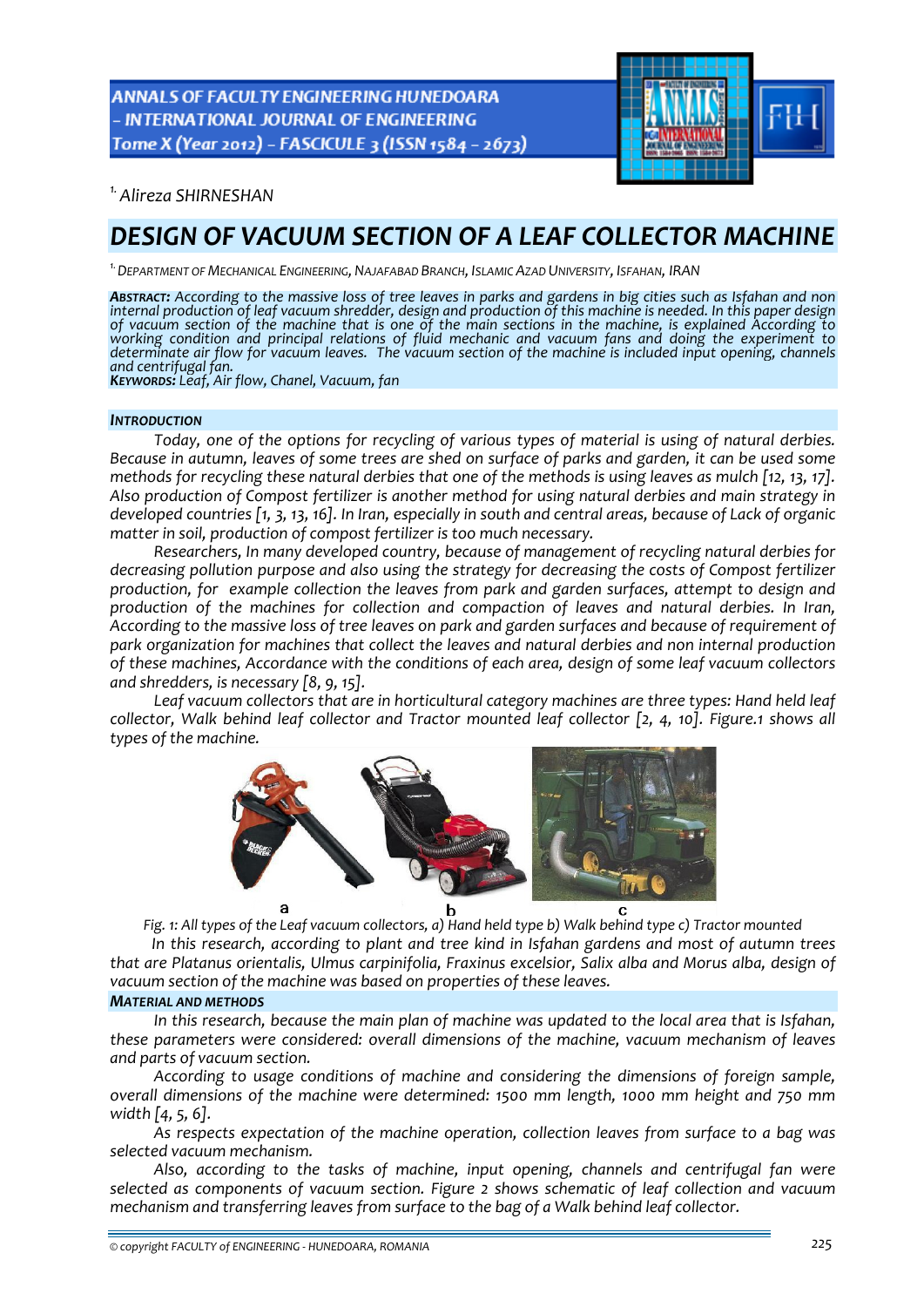[1.] Alireza SHIRNESHAN

# DESIGN OF VACUUM SECTION OF A LEAF COLLECTOR MACHINE

[1.] DEPARTMENT OF MECHANICAL ENGINEERING, NAJAFABAD BRANCH, ISLAMIC AZAD UNIVERSITY, ISFAHAN, IRAN

***ABSTRACT:*** *According to the massive loss of tree leaves in parks and gardens in big cities such as Isfahan and non internal production of leaf vacuum shredder, design and production of this machine is needed. In this paper design of vacuum section of the machine that is one of the main sections in the machine, is explained According to working condition and principal relations of fluid mechanic and vacuum fans and doing the experiment to determinate air flow for vacuum leaves. The vacuum section of the machine is included input opening, channels and centrifugal fan.*

***KEYWORDS:*** *Leaf, Air flow, Chanel, Vacuum, fan*

## INTRODUCTION

*Today, one of the options for recycling of various types of material is using of natural derbies. Because in autumn, leaves of some trees are shed on surface of parks and garden, it can be used some methods for recycling these natural derbies that one of the methods is using leaves as mulch [12, 13, 17]. Also production of Compost fertilizer is another method for using natural derbies and main strategy in developed countries [1, 3, 13, 16]. In Iran, especially in south and central areas, because of Lack of organic matter in soil, production of compost fertilizer is too much necessary.*

*Researchers, In many developed country, because of management of recycling natural derbies for decreasing pollution purpose and also using the strategy for decreasing the costs of Compost fertilizer production, for example collection the leaves from park and garden surfaces, attempt to design and production of the machines for collection and compaction of leaves and natural derbies. In Iran, According to the massive loss of tree leaves on park and garden surfaces and because of requirement of park organization for machines that collect the leaves and natural derbies and non internal production of these machines, Accordance with the conditions of each area, design of some leaf vacuum collectors and shredders, is necessary [8, 9, 15].*

*Leaf vacuum collectors that are in horticultural category machines are three types: Hand held leaf collector, Walk behind leaf collector and Tractor mounted leaf collector [2, 4, 10]. Figure.1 shows all types of the machine.*

*Fig. 1: All types of the Leaf vacuum collectors, a) Hand held type b) Walk behind type c) Tractor mounted*

*In this research, according to plant and tree kind in Isfahan gardens and most of autumn trees that are Platanus orientalis, Ulmus carpinifolia, Fraxinus excelsior, Salix alba and Morus alba, design of vacuum section of the machine was based on properties of these leaves.*

## MATERIAL AND METHODS

*In this research, because the main plan of machine was updated to the local area that is Isfahan, these parameters were considered: overall dimensions of the machine, vacuum mechanism of leaves and parts of vacuum section.*

*According to usage conditions of machine and considering the dimensions of foreign sample, overall dimensions of the machine were determined: 1500 mm length, 1000 mm height and 750 mm width [4, 5, 6].*

*As respects expectation of the machine operation, collection leaves from surface to a bag was selected vacuum mechanism.*

*Also, according to the tasks of machine, input opening, channels and centrifugal fan were selected as components of vacuum section. Figure 2 shows schematic of leaf collection and vacuum mechanism and transferring leaves from surface to the bag of a Walk behind leaf collector.*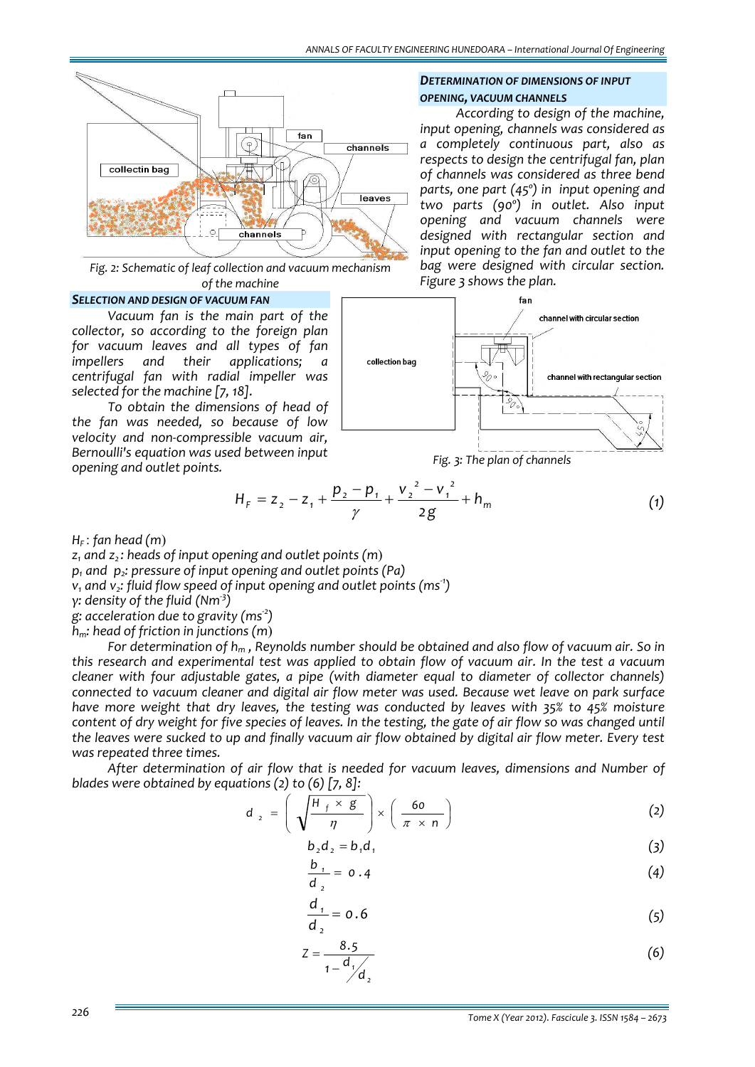Fig. 2: Schematic of leaf collection and vacuum mechanism of the machine

## SELECTION AND DESIGN OF VACUUM FAN

Vacuum fan is the main part of the collector, so according to the foreign plan for vacuum leaves and all types of fan impellers and their applications; a centrifugal fan with radial impeller was selected for the machine [7, 18].

To obtain the dimensions of head of the fan was needed, so because of low velocity and non-compressible vacuum air, Bernoulli's equation was used between input opening and outlet points.

## DETERMINATION OF DIMENSIONS OF INPUT OPENING, VACUUM CHANNELS

According to design of the machine, input opening, channels was considered as a completely continuous part, also as respects to design the centrifugal fan, plan of channels was considered as three bend parts, one part (45°) in input opening and two parts (90°) in outlet. Also input opening and vacuum channels were designed with rectangular section and input opening to the fan and outlet to the bag were designed with circular section. Figure 3 shows the plan.

Fig. 3: The plan of channels

$$H_F = z_2 - z_1 + \frac{p_2 - p_1}{\gamma} + \frac{v_2^{\,2} - v_1^{\,2}}{2g} + h_m \tag{1}$$

$H_F$: fan head (m)
$z_1$ and $z_2$: heads of input opening and outlet points (m)
$p_1$ and $p_2$: pressure of input opening and outlet points (Pa)
$v_1$ and $v_2$: fluid flow speed of input opening and outlet points ($ms^{-1}$)
γ: density of the fluid ($Nm^{-3}$)
g: acceleration due to gravity ($ms^{-2}$)
$h_m$: head of friction in junctions (m)

For determination of $h_m$, Reynolds number should be obtained and also flow of vacuum air. So in this research and experimental test was applied to obtain flow of vacuum air. In the test a vacuum cleaner with four adjustable gates, a pipe (with diameter equal to diameter of collector channels) connected to vacuum cleaner and digital air flow meter was used. Because wet leave on park surface have more weight that dry leaves, the testing was conducted by leaves with 35% to 45% moisture content of dry weight for five species of leaves. In the testing, the gate of air flow so was changed until the leaves were sucked to up and finally vacuum air flow obtained by digital air flow meter. Every test was repeated three times.

After determination of air flow that is needed for vacuum leaves, dimensions and Number of blades were obtained by equations (2) to (6) [7, 8]:

$$d_2 = \left(\sqrt{\frac{H_f \times g}{\eta}}\right) \times \left(\frac{60}{\pi \times n}\right) \tag{2}$$

$$b_2 d_2 = b_1 d_1 \tag{3}$$

$$\frac{b_1}{d_2} = 0.4 \tag{4}$$

$$\frac{d_1}{d_2} = 0.6 \tag{5}$$

$$Z = \frac{8.5}{1 - d_1/d_2} \tag{6}$$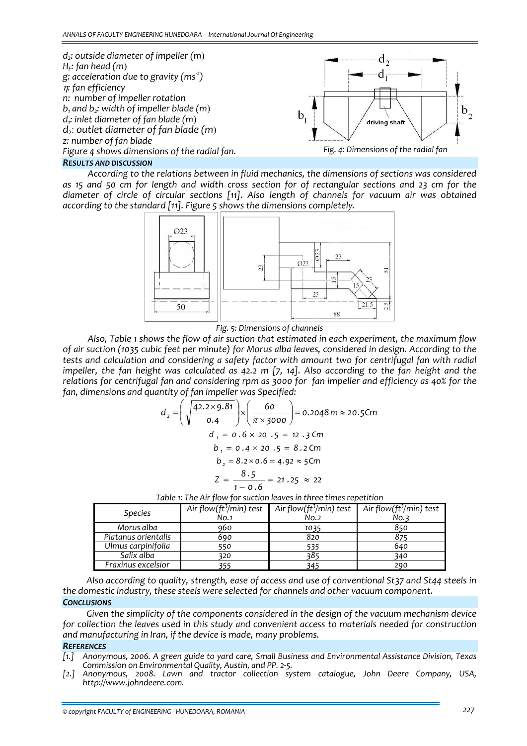$d_2$: outside diameter of impeller (m)
$H_F$: fan head (m)
g: acceleration due to gravity ($ms^{-2}$)
$\eta$: fan efficiency
n: number of impeller rotation
$b_1$ and $b_2$: width of impeller blade (m)
$d_1$: inlet diameter of fan blade (m)
$d_2$: outlet diameter of fan blade (m)
z: number of fan blade
Figure 4 shows dimensions of the radial fan.

*Fig. 4: Dimensions of the radial fan*

## RESULTS AND DISCUSSION

According to the relations between in fluid mechanics, the dimensions of sections was considered as 15 and 50 cm for length and width cross section for of rectangular sections and 23 cm for the diameter of circle of circular sections [11]. Also length of channels for vacuum air was obtained according to the standard [11]. Figure 5 shows the dimensions completely.

*Fig. 5: Dimensions of channels*

Also, Table 1 shows the flow of air suction that estimated in each experiment, the maximum flow of air suction (1035 cubic feet per minute) for Morus alba leaves, considered in design. According to the tests and calculation and considering a safety factor with amount two for centrifugal fan with radial impeller, the fan height was calculated as 42.2 m [7, 14]. Also according to the fan height and the relations for centrifugal fan and considering rpm as 3000 for fan impeller and efficiency as 40% for the fan, dimensions and quantity of fan impeller was Specified:

$$d_2 = \left(\sqrt{\frac{42.2\times 9.81}{0.4}}\right)\times\left(\frac{60}{\pi\times 3000}\right) = 0.2048\,m \approx 20.5Cm$$

$$d_1 = 0.6\times 20.5 = 12.3\,Cm$$

$$b_1 = 0.4\times 20.5 = 8.2\,Cm$$

$$b_2 = 8.2\times 0.6 = 4.92 \approx 5Cm$$

$$Z = \frac{8.5}{1-0.6} = 21.25 \approx 22$$

Table 1: The Air flow for suction leaves in three times repetition

| Species | Air flow($ft^3$/min) test No.1 | Air flow($ft^3$/min) test No.2 | Air flow($ft^3$/min) test No.3 |
|---|---|---|---|
| Morus alba | 960 | 1035 | 850 |
| Platanus orientalis | 690 | 820 | 875 |
| Ulmus carpinifolia | 550 | 535 | 640 |
| Salix alba | 320 | 385 | 340 |
| Fraxinus excelsior | 355 | 345 | 290 |

Also according to quality, strength, ease of access and use of conventional St37 and St44 steels in the domestic industry, these steels were selected for channels and other vacuum component.

## CONCLUSIONS

Given the simplicity of the components considered in the design of the vacuum mechanism device for collection the leaves used in this study and convenient access to materials needed for construction and manufacturing in Iran, if the device is made, many problems.

## REFERENCES

[1.] Anonymous, 2006. A green guide to yard care, Small Business and Environmental Assistance Division, Texas Commission on Environmental Quality, Austin, and PP. 2-5.
[2.] Anonymous, 2008. Lawn and tractor collection system catalogue, John Deere Company, USA, http://www.johndeere.com.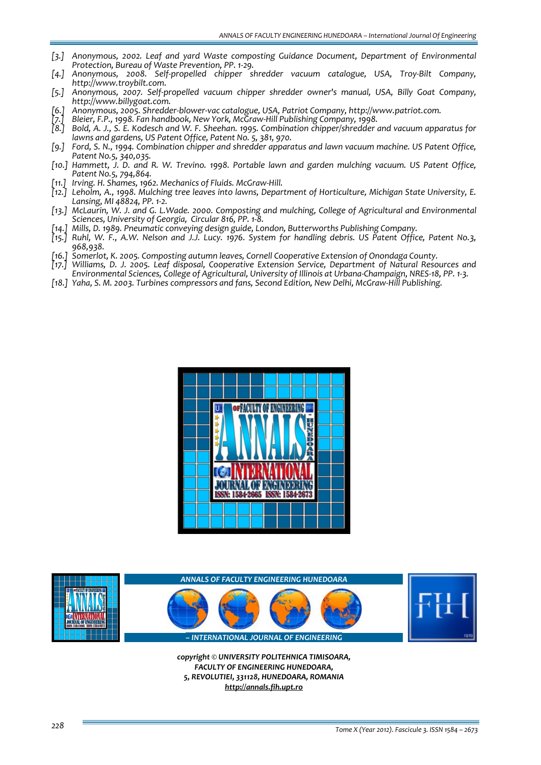[3.] Anonymous, 2002. Leaf and yard Waste composting Guidance Document, Department of Environmental Protection, Bureau of Waste Prevention, PP. 1-29.

[4.] Anonymous, 2008. Self-propelled chipper shredder vacuum catalogue, USA, Troy-Bilt Company, http://www.troybilt.com.

[5.] Anonymous, 2007. Self-propelled vacuum chipper shredder owner's manual, USA, Billy Goat Company, http://www.billygoat.com.

[6.] Anonymous, 2005. Shredder-blower-vac catalogue, USA, Patriot Company, http://www.patriot.com.

[7.] Bleier, F.P., 1998. Fan handbook, New York, McGraw-Hill Publishing Company, 1998.

[8.] Bold, A. J., S. E. Kodesch and W. F. Sheehan. 1995. Combination chipper/shredder and vacuum apparatus for lawns and gardens, US Patent Office, Patent No. 5, 381, 970.

[9.] Ford, S. N., 1994. Combination chipper and shredder apparatus and lawn vacuum machine. US Patent Office, Patent No.5, 340,035.

[10.] Hammett, J. D. and R. W. Trevino. 1998. Portable lawn and garden mulching vacuum. US Patent Office, Patent No.5, 794,864.

[11.] Irving. H. Shames, 1962. Mechanics of Fluids. McGraw-Hill.

[12.] Leholm, A., 1998. Mulching tree leaves into lawns, Department of Horticulture, Michigan State University, E. Lansing, MI 48824, PP. 1-2.

[13.] McLaurin, W. J. and G. L.Wade. 2000. Composting and mulching, College of Agricultural and Environmental Sciences, University of Georgia, Circular 816, PP. 1-8.

[14.] Mills, D. 1989. Pneumatic conveying design guide, London, Butterworths Publishing Company.

[15.] Ruhl, W. F., A.W. Nelson and J.J. Lucy. 1976. System for handling debris. US Patent Office, Patent No.3, 968,938.

[16.] Somerlot, K. 2005. Composting autumn leaves, Cornell Cooperative Extension of Onondaga County.

[17.] Williams, D. J. 2005. Leaf disposal, Cooperative Extension Service, Department of Natural Resources and Environmental Sciences, College of Agricultural, University of Illinois at Urbana-Champaign, NRES-18, PP. 1-3.

[18.] Yaha, S. M. 2003. Turbines compressors and fans, Second Edition, New Delhi, McGraw-Hill Publishing.

ANNALS OF FACULTY ENGINEERING HUNEDOARA

– INTERNATIONAL JOURNAL OF ENGINEERING

**copyright © UNIVERSITY POLITEHNICA TIMISOARA,**
**FACULTY OF ENGINEERING HUNEDOARA,**
**5, REVOLUTIEI, 331128, HUNEDOARA, ROMANIA**
**http://annals.fih.upt.ro**